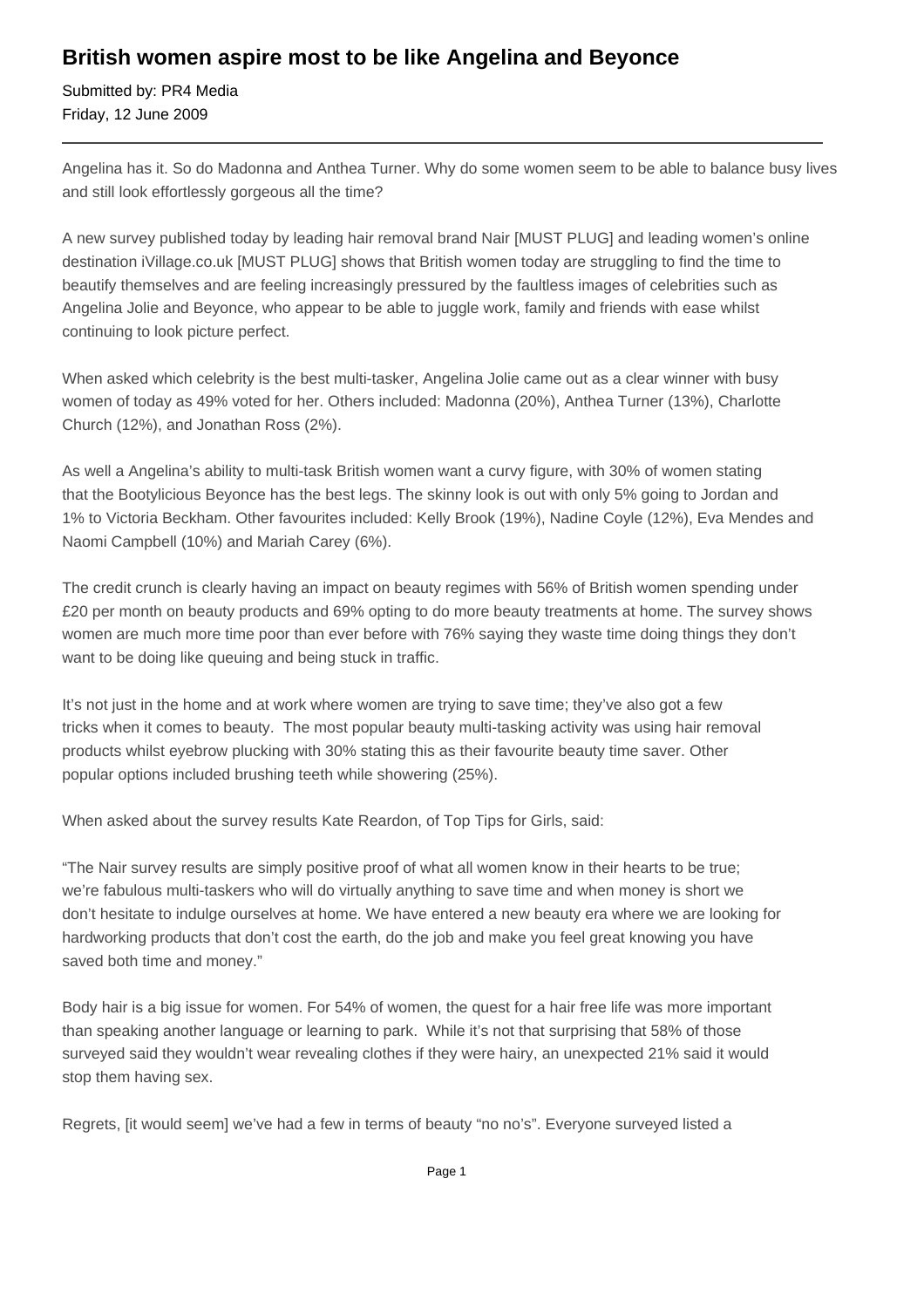# British women aspire most to be like Angelina and Beyonce

Submitted by: PR4 Media
Friday, 12 June 2009

---

Angelina has it. So do Madonna and Anthea Turner. Why do some women seem to be able to balance busy lives and still look effortlessly gorgeous all the time?

A new survey published today by leading hair removal brand Nair [MUST PLUG] and leading women's online destination iVillage.co.uk [MUST PLUG] shows that British women today are struggling to find the time to beautify themselves and are feeling increasingly pressured by the faultless images of celebrities such as Angelina Jolie and Beyonce, who appear to be able to juggle work, family and friends with ease whilst continuing to look picture perfect.

When asked which celebrity is the best multi-tasker, Angelina Jolie came out as a clear winner with busy women of today as 49% voted for her. Others included: Madonna (20%), Anthea Turner (13%), Charlotte Church (12%), and Jonathan Ross (2%).

As well a Angelina's ability to multi-task British women want a curvy figure, with 30% of women stating that the Bootylicious Beyonce has the best legs. The skinny look is out with only 5% going to Jordan and 1% to Victoria Beckham. Other favourites included: Kelly Brook (19%), Nadine Coyle (12%), Eva Mendes and Naomi Campbell (10%) and Mariah Carey (6%).

The credit crunch is clearly having an impact on beauty regimes with 56% of British women spending under £20 per month on beauty products and 69% opting to do more beauty treatments at home. The survey shows women are much more time poor than ever before with 76% saying they waste time doing things they don't want to be doing like queuing and being stuck in traffic.

It's not just in the home and at work where women are trying to save time; they've also got a few tricks when it comes to beauty. The most popular beauty multi-tasking activity was using hair removal products whilst eyebrow plucking with 30% stating this as their favourite beauty time saver. Other popular options included brushing teeth while showering (25%).

When asked about the survey results Kate Reardon, of Top Tips for Girls, said:

"The Nair survey results are simply positive proof of what all women know in their hearts to be true; we're fabulous multi-taskers who will do virtually anything to save time and when money is short we don't hesitate to indulge ourselves at home. We have entered a new beauty era where we are looking for hardworking products that don't cost the earth, do the job and make you feel great knowing you have saved both time and money."

Body hair is a big issue for women. For 54% of women, the quest for a hair free life was more important than speaking another language or learning to park. While it's not that surprising that 58% of those surveyed said they wouldn't wear revealing clothes if they were hairy, an unexpected 21% said it would stop them having sex.

Regrets, [it would seem] we've had a few in terms of beauty "no no's". Everyone surveyed listed a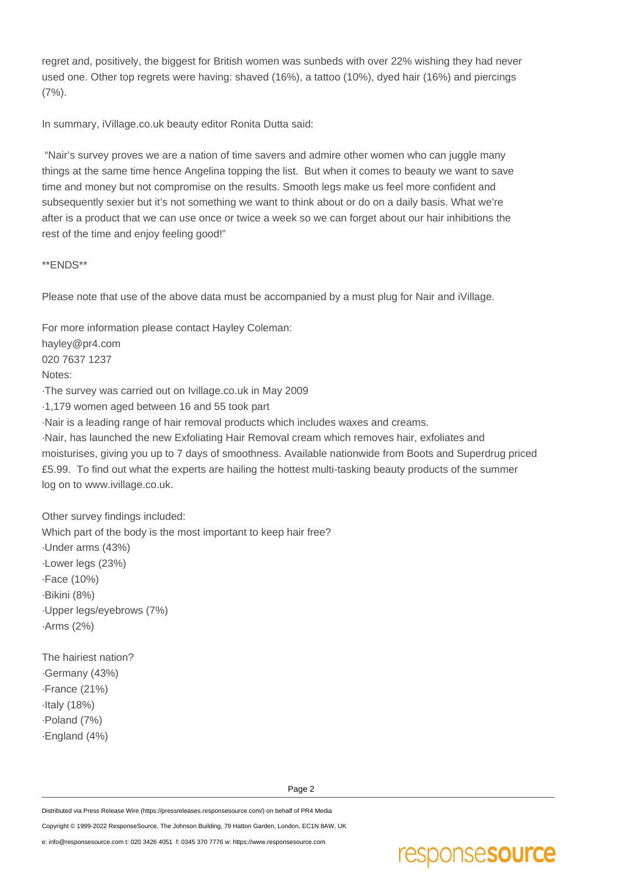regret and, positively, the biggest for British women was sunbeds with over 22% wishing they had never used one. Other top regrets were having: shaved (16%), a tattoo (10%), dyed hair (16%) and piercings (7%).

In summary, iVillage.co.uk beauty editor Ronita Dutta said:

"Nair's survey proves we are a nation of time savers and admire other women who can juggle many things at the same time hence Angelina topping the list. But when it comes to beauty we want to save time and money but not compromise on the results. Smooth legs make us feel more confident and subsequently sexier but it's not something we want to think about or do on a daily basis. What we're after is a product that we can use once or twice a week so we can forget about our hair inhibitions the rest of the time and enjoy feeling good!"

**ENDS**

Please note that use of the above data must be accompanied by a must plug for Nair and iVillage.

For more information please contact Hayley Coleman:
hayley@pr4.com
020 7637 1237
Notes:

- The survey was carried out on Ivillage.co.uk in May 2009
- 1,179 women aged between 16 and 55 took part
- Nair is a leading range of hair removal products which includes waxes and creams.
- Nair, has launched the new Exfoliating Hair Removal cream which removes hair, exfoliates and moisturises, giving you up to 7 days of smoothness. Available nationwide from Boots and Superdrug priced £5.99. To find out what the experts are hailing the hottest multi-tasking beauty products of the summer log on to www.ivillage.co.uk.

Other survey findings included:
Which part of the body is the most important to keep hair free?

- Under arms (43%)
- Lower legs (23%)
- Face (10%)
- Bikini (8%)
- Upper legs/eyebrows (7%)
- Arms (2%)

The hairiest nation?

- Germany (43%)
- France (21%)
- Italy (18%)
- Poland (7%)
- England (4%)